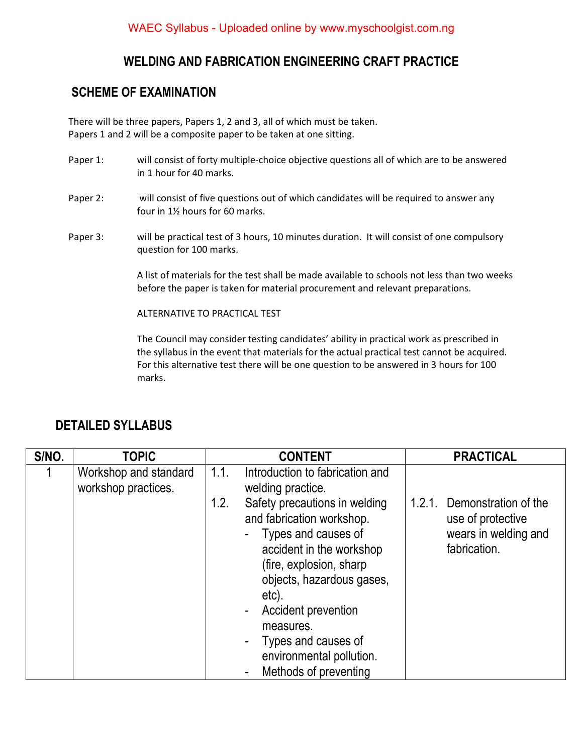WAEC Syllabus - Uploaded online by www.myschoolgist.com.ng

# WELDING AND FABRICATION ENGINEERING CRAFT PRACTICE

## SCHEME OF EXAMINATION

There will be three papers, Papers 1, 2 and 3, all of which must be taken.
Papers 1 and 2 will be a composite paper to be taken at one sitting.

Paper 1: will consist of forty multiple-choice objective questions all of which are to be answered in 1 hour for 40 marks.

Paper 2: will consist of five questions out of which candidates will be required to answer any four in 1½ hours for 60 marks.

Paper 3: will be practical test of 3 hours, 10 minutes duration. It will consist of one compulsory question for 100 marks.

A list of materials for the test shall be made available to schools not less than two weeks before the paper is taken for material procurement and relevant preparations.

ALTERNATIVE TO PRACTICAL TEST

The Council may consider testing candidates' ability in practical work as prescribed in the syllabus in the event that materials for the actual practical test cannot be acquired. For this alternative test there will be one question to be answered in 3 hours for 100 marks.

## DETAILED SYLLABUS

| S/NO. | TOPIC | CONTENT | PRACTICAL |
|---|---|---|---|
| 1 | Workshop and standard workshop practices. | 1.1. Introduction to fabrication and welding practice.<br>1.2. Safety precautions in welding and fabrication workshop.<br>- Types and causes of accident in the workshop (fire, explosion, sharp objects, hazardous gases, etc).<br>- Accident prevention measures.<br>- Types and causes of environmental pollution.<br>- Methods of preventing | 1.2.1. Demonstration of the use of protective wears in welding and fabrication. |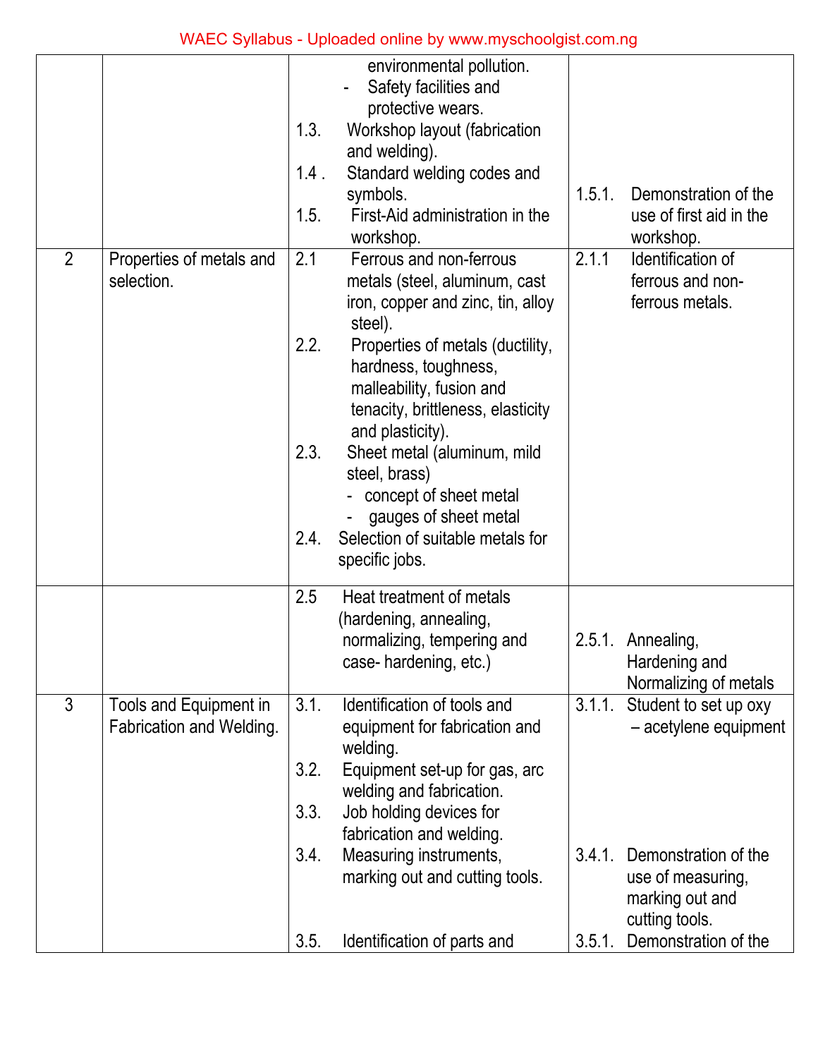| | | | |
|---|---|---|---|
| | | environmental pollution.<br>- Safety facilities and protective wears.<br>1.3. Workshop layout (fabrication and welding).<br>1.4 . Standard welding codes and symbols.<br>1.5. First-Aid administration in the workshop. | 1.5.1. Demonstration of the use of first aid in the workshop. |
| 2 | Properties of metals and selection. | 2.1 Ferrous and non-ferrous metals (steel, aluminum, cast iron, copper and zinc, tin, alloy steel).<br>2.2. Properties of metals (ductility, hardness, toughness, malleability, fusion and tenacity, brittleness, elasticity and plasticity).<br>2.3. Sheet metal (aluminum, mild steel, brass)<br>- concept of sheet metal<br>- gauges of sheet metal<br>2.4. Selection of suitable metals for specific jobs. | 2.1.1 Identification of ferrous and non-ferrous metals. |
| | | 2.5 Heat treatment of metals (hardening, annealing, normalizing, tempering and case- hardening, etc.) | 2.5.1. Annealing, Hardening and Normalizing of metals |
| 3 | Tools and Equipment in Fabrication and Welding. | 3.1. Identification of tools and equipment for fabrication and welding.<br>3.2. Equipment set-up for gas, arc welding and fabrication.<br>3.3. Job holding devices for fabrication and welding.<br>3.4. Measuring instruments, marking out and cutting tools.<br>3.5. Identification of parts and | 3.1.1. Student to set up oxy – acetylene equipment<br>3.4.1. Demonstration of the use of measuring, marking out and cutting tools.<br>3.5.1. Demonstration of the |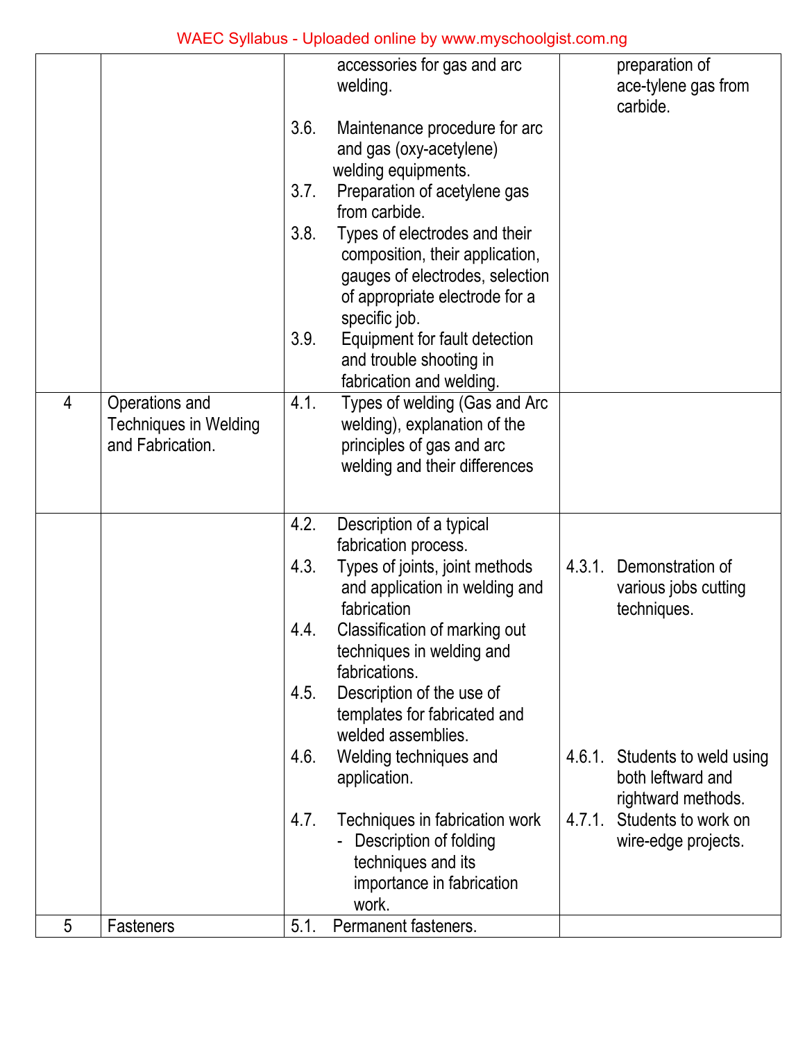| | | | |
|---|---|---|---|
| | | accessories for gas and arc welding.<br><br>3.6. Maintenance procedure for arc and gas (oxy-acetylene) welding equipments.<br>3.7. Preparation of acetylene gas from carbide.<br>3.8. Types of electrodes and their composition, their application, gauges of electrodes, selection of appropriate electrode for a specific job.<br>3.9. Equipment for fault detection and trouble shooting in fabrication and welding. | preparation of ace-tylene gas from carbide. |
| 4 | Operations and Techniques in Welding and Fabrication. | 4.1. Types of welding (Gas and Arc welding), explanation of the principles of gas and arc welding and their differences | |
| | | 4.2. Description of a typical fabrication process.<br>4.3. Types of joints, joint methods and application in welding and fabrication<br>4.4. Classification of marking out techniques in welding and fabrications.<br>4.5. Description of the use of templates for fabricated and welded assemblies.<br>4.6. Welding techniques and application.<br><br>4.7. Techniques in fabrication work<br>- Description of folding techniques and its importance in fabrication work. | 4.3.1. Demonstration of various jobs cutting techniques.<br><br>4.6.1. Students to weld using both leftward and rightward methods.<br>4.7.1. Students to work on wire-edge projects. |
| 5 | Fasteners | 5.1. Permanent fasteners. | |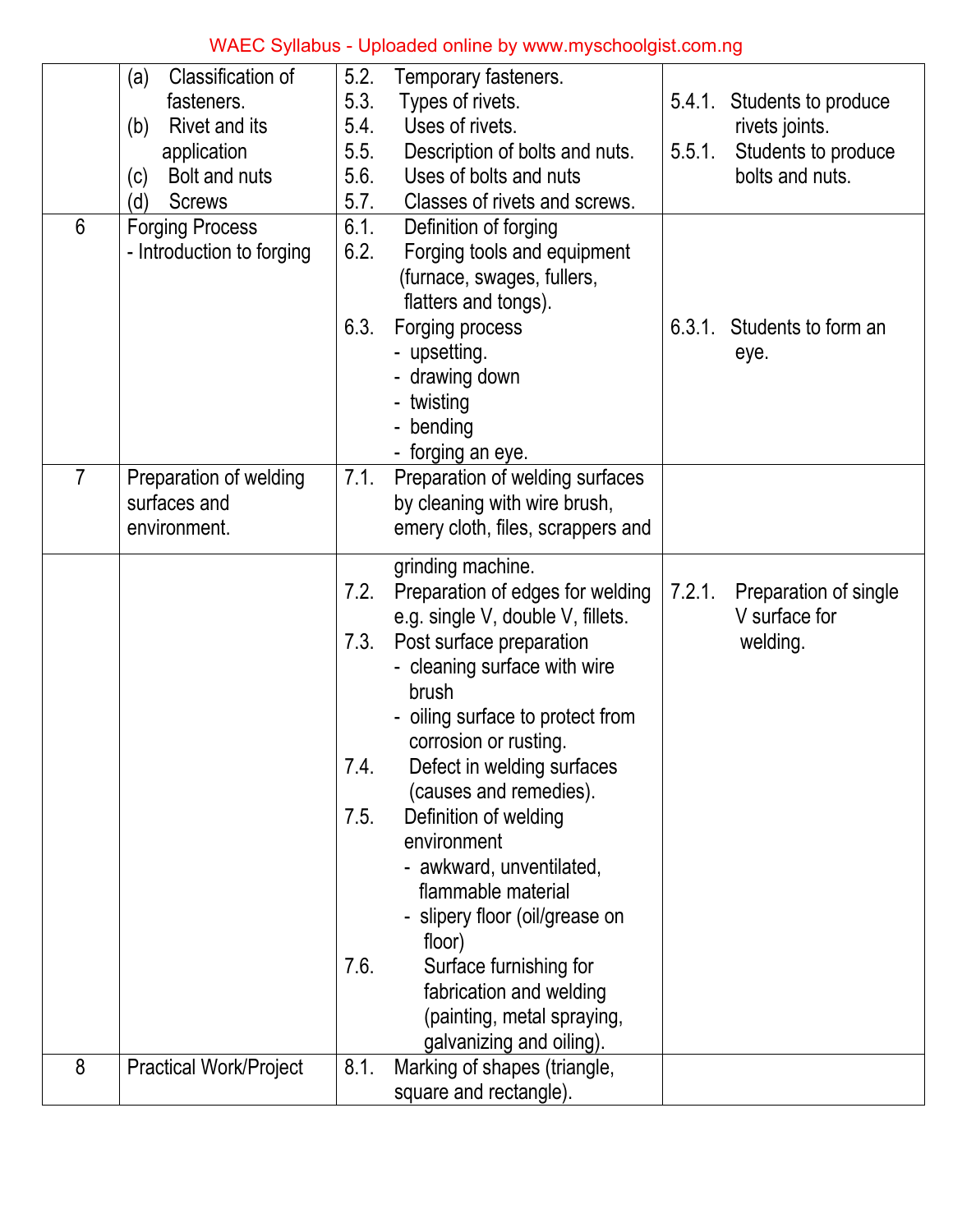| | | | |
|---|---|---|---|
| | (a) Classification of fasteners.<br>(b) Rivet and its application<br>(c) Bolt and nuts<br>(d) Screws | 5.2. Temporary fasteners.<br>5.3. Types of rivets.<br>5.4. Uses of rivets.<br>5.5. Description of bolts and nuts.<br>5.6. Uses of bolts and nuts<br>5.7. Classes of rivets and screws. | 5.4.1. Students to produce rivets joints.<br>5.5.1. Students to produce bolts and nuts. |
| 6 | Forging Process<br>- Introduction to forging | 6.1. Definition of forging<br>6.2. Forging tools and equipment (furnace, swages, fullers, flatters and tongs).<br>6.3. Forging process<br>- upsetting.<br>- drawing down<br>- twisting<br>- bending<br>- forging an eye. | 6.3.1. Students to form an eye. |
| 7 | Preparation of welding surfaces and environment. | 7.1. Preparation of welding surfaces by cleaning with wire brush, emery cloth, files, scrappers and grinding machine.<br>7.2. Preparation of edges for welding e.g. single V, double V, fillets.<br>7.3. Post surface preparation<br>- cleaning surface with wire brush<br>- oiling surface to protect from corrosion or rusting.<br>7.4. Defect in welding surfaces (causes and remedies).<br>7.5. Definition of welding environment<br>- awkward, unventilated, flammable material<br>- slipery floor (oil/grease on floor)<br>7.6. Surface furnishing for fabrication and welding (painting, metal spraying, galvanizing and oiling). | 7.2.1. Preparation of single V surface for welding. |
| 8 | Practical Work/Project | 8.1. Marking of shapes (triangle, square and rectangle). | |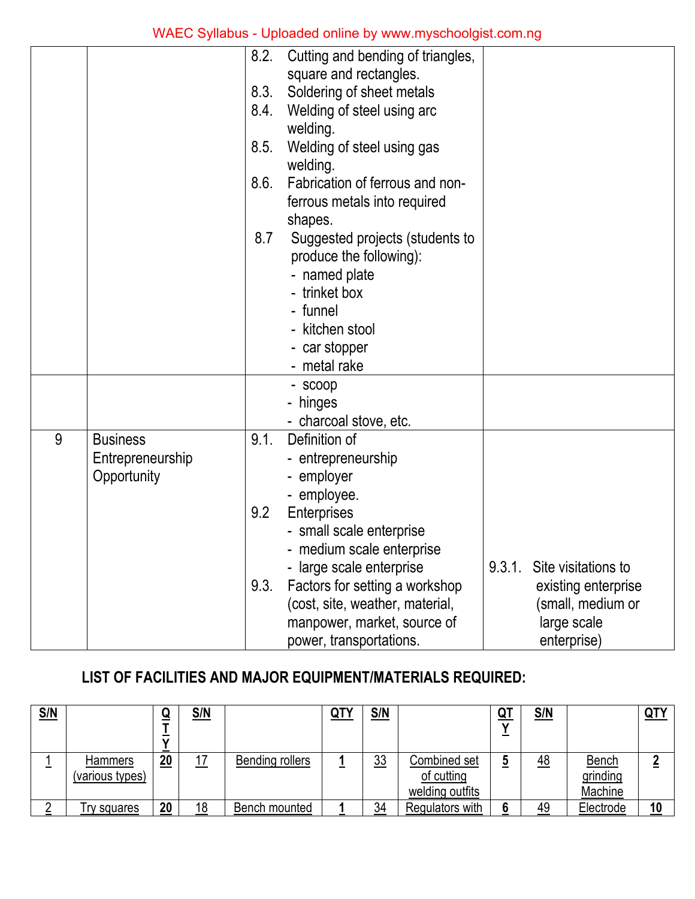| | | | |
|---|---|---|---|
| | | 8.2. Cutting and bending of triangles, square and rectangles.<br>8.3. Soldering of sheet metals<br>8.4. Welding of steel using arc welding.<br>8.5. Welding of steel using gas welding.<br>8.6. Fabrication of ferrous and non-ferrous metals into required shapes.<br>8.7 Suggested projects (students to produce the following):<br>- named plate<br>- trinket box<br>- funnel<br>- kitchen stool<br>- car stopper<br>- metal rake | |
| | | - scoop<br>- hinges<br>- charcoal stove, etc. | |
| 9 | Business Entrepreneurship Opportunity | 9.1. Definition of<br>- entrepreneurship<br>- employer<br>- employee.<br>9.2 Enterprises<br>- small scale enterprise<br>- medium scale enterprise<br>- large scale enterprise<br>9.3. Factors for setting a workshop (cost, site, weather, material, manpower, market, source of power, transportations. | 9.3.1. Site visitations to existing enterprise (small, medium or large scale enterprise) |

## LIST OF FACILITIES AND MAJOR EQUIPMENT/MATERIALS REQUIRED:

| S/N | | QTY | S/N | | QTY | S/N | | QTY | S/N | | QTY |
|---|---|---|---|---|---|---|---|---|---|---|---|
| 1 | Hammers (various types) | 20 | 17 | Bending rollers | 1 | 33 | Combined set of cutting welding outfits | 5 | 48 | Bench grinding Machine | 2 |
| 2 | Try squares | 20 | 18 | Bench mounted | 1 | 34 | Regulators with | 6 | 49 | Electrode | 10 |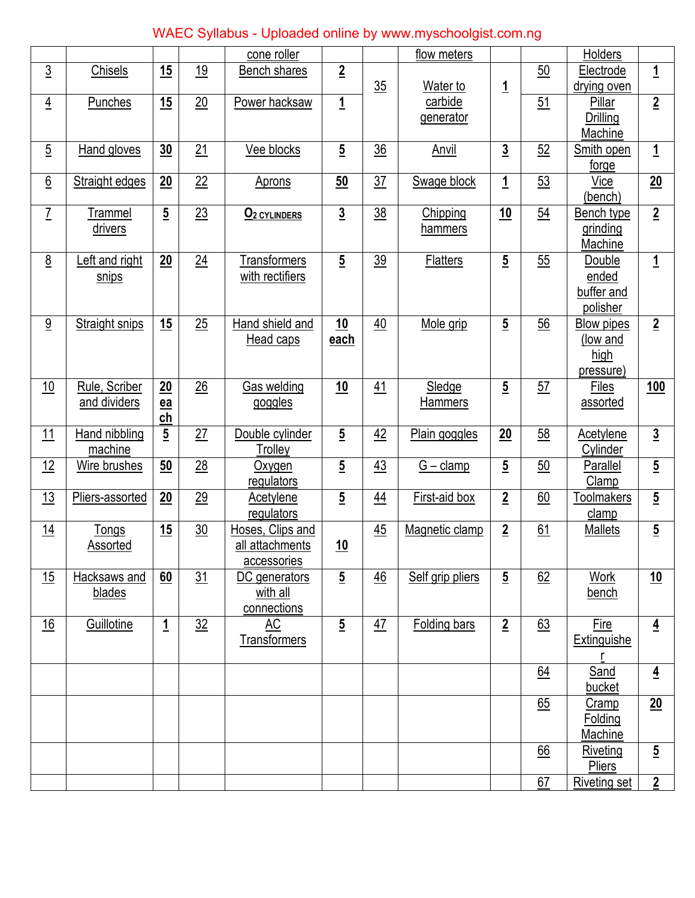| | | | | | | | | |
|---|---|---|---|---|---|---|---|---|---|---|---|
| | | | cone roller | | | flow meters | | | Holders | |
| 3 | Chisels | **15** | 19 | Bench shares | **2** | 35 | Water to carbide generator | **1** | 50 | Electrode drying oven | **1** |
| 4 | Punches | **15** | 20 | Power hacksaw | **1** | | | | 51 | Pillar Drilling Machine | **2** |
| 5 | Hand gloves | **30** | 21 | Vee blocks | **5** | 36 | Anvil | **3** | 52 | Smith open forge | **1** |
| 6 | Straight edges | **20** | 22 | Aprons | **50** | 37 | Swage block | **1** | 53 | Vice (bench) | **20** |
| 7 | Trammel drivers | **5** | 23 | $O_2$ CYLINDERS | **3** | 38 | Chipping hammers | **10** | 54 | Bench type grinding Machine | **2** |
| 8 | Left and right snips | **20** | 24 | Transformers with rectifiers | **5** | 39 | Flatters | **5** | 55 | Double ended buffer and polisher | **1** |
| 9 | Straight snips | **15** | 25 | Hand shield and Head caps | **10 each** | 40 | Mole grip | **5** | 56 | Blow pipes (low and high pressure) | **2** |
| 10 | Rule, Scriber and dividers | **20 each** | 26 | Gas welding goggles | **10** | 41 | Sledge Hammers | **5** | 57 | Files assorted | **100** |
| 11 | Hand nibbling machine | **5** | 27 | Double cylinder Trolley | **5** | 42 | Plain goggles | **20** | 58 | Acetylene Cylinder | **3** |
| 12 | Wire brushes | **50** | 28 | Oxygen regulators | **5** | 43 | G – clamp | **5** | 50 | Parallel Clamp | **5** |
| 13 | Pliers-assorted | **20** | 29 | Acetylene regulators | **5** | 44 | First-aid box | **2** | 60 | Toolmakers clamp | **5** |
| 14 | Tongs Assorted | **15** | 30 | Hoses, Clips and all attachments accessories | **10** | 45 | Magnetic clamp | **2** | 61 | Mallets | **5** |
| 15 | Hacksaws and blades | **60** | 31 | DC generators with all connections | **5** | 46 | Self grip pliers | **5** | 62 | Work bench | **10** |
| 16 | Guillotine | **1** | 32 | AC Transformers | **5** | 47 | Folding bars | **2** | 63 | Fire Extinguisher | **4** |
| | | | | | | | | | 64 | Sand bucket | **4** |
| | | | | | | | | | 65 | Cramp Folding Machine | **20** |
| | | | | | | | | | 66 | Riveting Pliers | **5** |
| | | | | | | | | | 67 | Riveting set | **2** |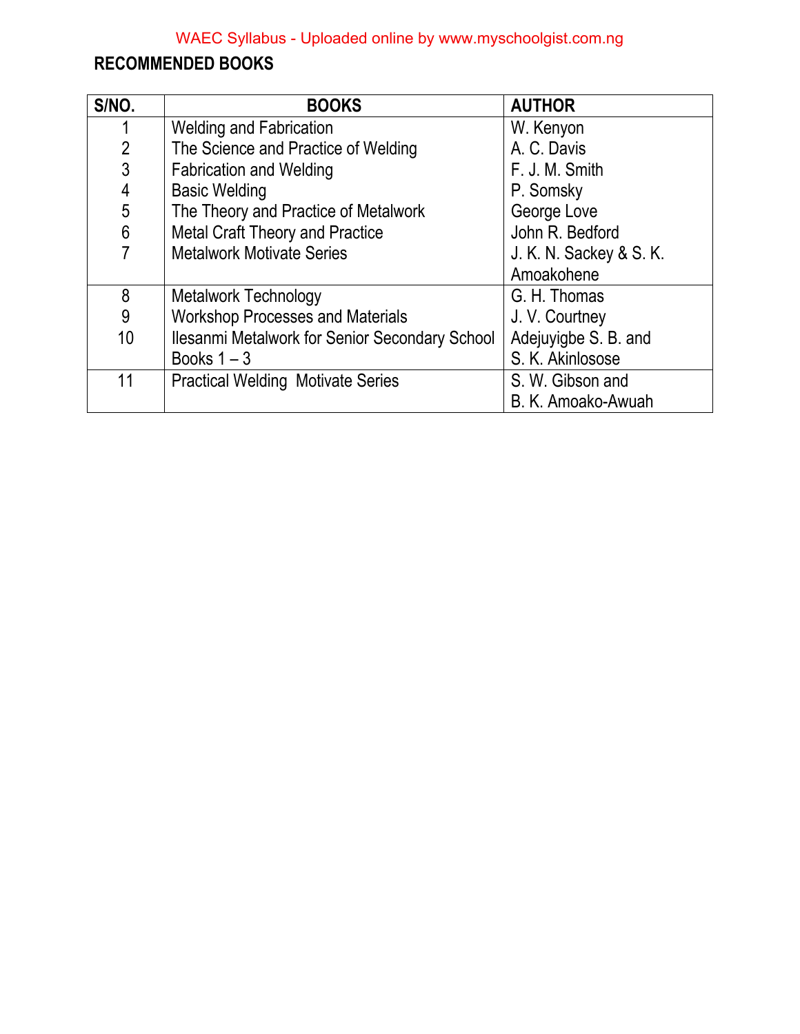## RECOMMENDED BOOKS

| S/NO. | BOOKS | AUTHOR |
|---|---|---|
| 1 | Welding and Fabrication | W. Kenyon |
| 2 | The Science and Practice of Welding | A. C. Davis |
| 3 | Fabrication and Welding | F. J. M. Smith |
| 4 | Basic Welding | P. Somsky |
| 5 | The Theory and Practice of Metalwork | George Love |
| 6 | Metal Craft Theory and Practice | John R. Bedford |
| 7 | Metalwork Motivate Series | J. K. N. Sackey & S. K. Amoakohene |
| 8 | Metalwork Technology | G. H. Thomas |
| 9 | Workshop Processes and Materials | J. V. Courtney |
| 10 | Ilesanmi Metalwork for Senior Secondary School Books 1 – 3 | Adejuyigbe S. B. and S. K. Akinlosose |
| 11 | Practical Welding Motivate Series | S. W. Gibson and B. K. Amoako-Awuah |